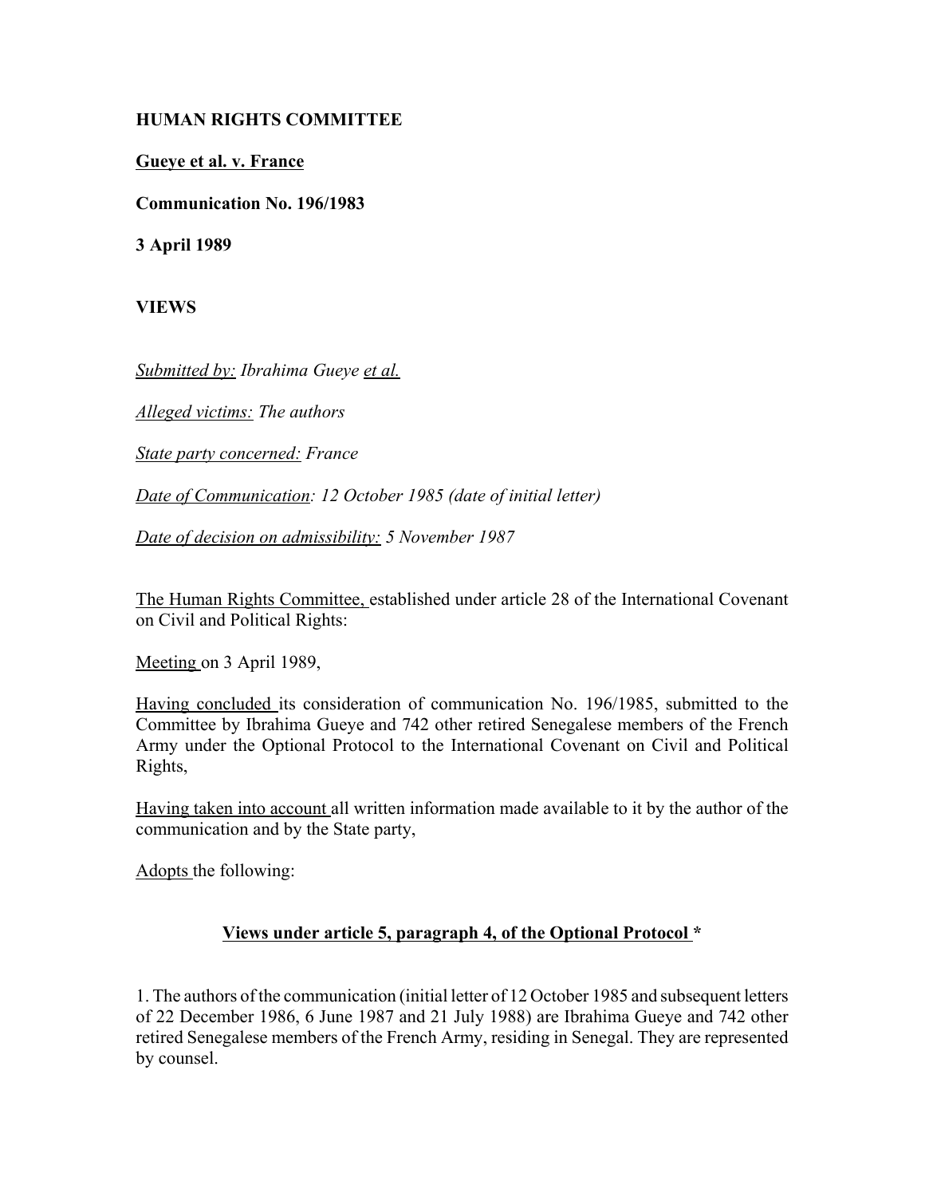**HUMAN RIGHTS COMMITTEE**

**Gueye et al. v. France**

**Communication No. 196/1983**

**3 April 1989**

**VIEWS**

*Submitted by: Ibrahima Gueye et al.*

*Alleged victims: The authors*

*State party concerned: France*

*Date of Communication: 12 October 1985 (date of initial letter)*

*Date of decision on admissibility: 5 November 1987*

The Human Rights Committee, established under article 28 of the International Covenant on Civil and Political Rights:

Meeting on 3 April 1989,

Having concluded its consideration of communication No. 196/1985, submitted to the Committee by Ibrahima Gueye and 742 other retired Senegalese members of the French Army under the Optional Protocol to the International Covenant on Civil and Political Rights,

Having taken into account all written information made available to it by the author of the communication and by the State party,

Adopts the following:

## Views under article 5, paragraph 4, of the Optional Protocol *

1. The authors of the communication (initial letter of 12 October 1985 and subsequent letters of 22 December 1986, 6 June 1987 and 21 July 1988) are Ibrahima Gueye and 742 other retired Senegalese members of the French Army, residing in Senegal. They are represented by counsel.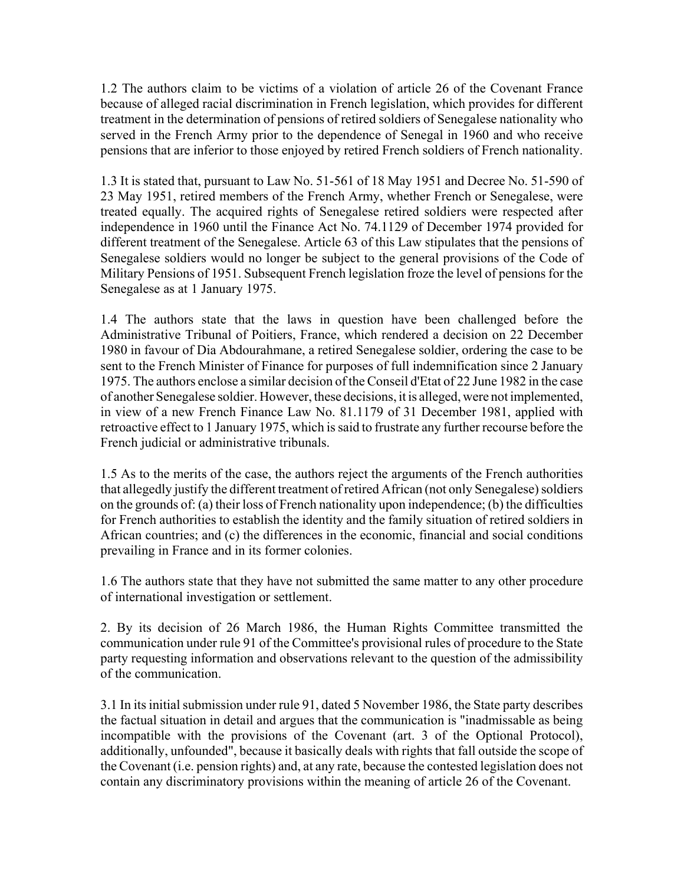1.2 The authors claim to be victims of a violation of article 26 of the Covenant France because of alleged racial discrimination in French legislation, which provides for different treatment in the determination of pensions of retired soldiers of Senegalese nationality who served in the French Army prior to the dependence of Senegal in 1960 and who receive pensions that are inferior to those enjoyed by retired French soldiers of French nationality.

1.3 It is stated that, pursuant to Law No. 51-561 of 18 May 1951 and Decree No. 51-590 of 23 May 1951, retired members of the French Army, whether French or Senegalese, were treated equally. The acquired rights of Senegalese retired soldiers were respected after independence in 1960 until the Finance Act No. 74.1129 of December 1974 provided for different treatment of the Senegalese. Article 63 of this Law stipulates that the pensions of Senegalese soldiers would no longer be subject to the general provisions of the Code of Military Pensions of 1951. Subsequent French legislation froze the level of pensions for the Senegalese as at 1 January 1975.

1.4 The authors state that the laws in question have been challenged before the Administrative Tribunal of Poitiers, France, which rendered a decision on 22 December 1980 in favour of Dia Abdourahmane, a retired Senegalese soldier, ordering the case to be sent to the French Minister of Finance for purposes of full indemnification since 2 January 1975. The authors enclose a similar decision of the Conseil d'Etat of 22 June 1982 in the case of another Senegalese soldier. However, these decisions, it is alleged, were not implemented, in view of a new French Finance Law No. 81.1179 of 31 December 1981, applied with retroactive effect to 1 January 1975, which is said to frustrate any further recourse before the French judicial or administrative tribunals.

1.5 As to the merits of the case, the authors reject the arguments of the French authorities that allegedly justify the different treatment of retired African (not only Senegalese) soldiers on the grounds of: (a) their loss of French nationality upon independence; (b) the difficulties for French authorities to establish the identity and the family situation of retired soldiers in African countries; and (c) the differences in the economic, financial and social conditions prevailing in France and in its former colonies.

1.6 The authors state that they have not submitted the same matter to any other procedure of international investigation or settlement.

2. By its decision of 26 March 1986, the Human Rights Committee transmitted the communication under rule 91 of the Committee's provisional rules of procedure to the State party requesting information and observations relevant to the question of the admissibility of the communication.

3.1 In its initial submission under rule 91, dated 5 November 1986, the State party describes the factual situation in detail and argues that the communication is "inadmissable as being incompatible with the provisions of the Covenant (art. 3 of the Optional Protocol), additionally, unfounded", because it basically deals with rights that fall outside the scope of the Covenant (i.e. pension rights) and, at any rate, because the contested legislation does not contain any discriminatory provisions within the meaning of article 26 of the Covenant.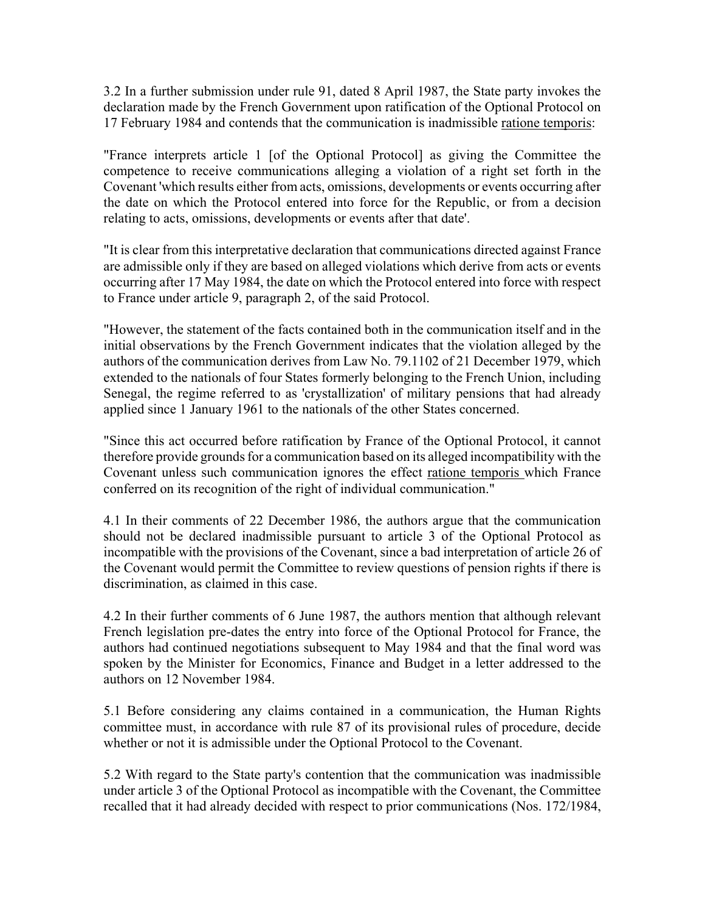3.2 In a further submission under rule 91, dated 8 April 1987, the State party invokes the declaration made by the French Government upon ratification of the Optional Protocol on 17 February 1984 and contends that the communication is inadmissible ratione temporis:

"France interprets article 1 [of the Optional Protocol] as giving the Committee the competence to receive communications alleging a violation of a right set forth in the Covenant 'which results either from acts, omissions, developments or events occurring after the date on which the Protocol entered into force for the Republic, or from a decision relating to acts, omissions, developments or events after that date'.

"It is clear from this interpretative declaration that communications directed against France are admissible only if they are based on alleged violations which derive from acts or events occurring after 17 May 1984, the date on which the Protocol entered into force with respect to France under article 9, paragraph 2, of the said Protocol.

"However, the statement of the facts contained both in the communication itself and in the initial observations by the French Government indicates that the violation alleged by the authors of the communication derives from Law No. 79.1102 of 21 December 1979, which extended to the nationals of four States formerly belonging to the French Union, including Senegal, the regime referred to as 'crystallization' of military pensions that had already applied since 1 January 1961 to the nationals of the other States concerned.

"Since this act occurred before ratification by France of the Optional Protocol, it cannot therefore provide grounds for a communication based on its alleged incompatibility with the Covenant unless such communication ignores the effect ratione temporis which France conferred on its recognition of the right of individual communication."

4.1 In their comments of 22 December 1986, the authors argue that the communication should not be declared inadmissible pursuant to article 3 of the Optional Protocol as incompatible with the provisions of the Covenant, since a bad interpretation of article 26 of the Covenant would permit the Committee to review questions of pension rights if there is discrimination, as claimed in this case.

4.2 In their further comments of 6 June 1987, the authors mention that although relevant French legislation pre-dates the entry into force of the Optional Protocol for France, the authors had continued negotiations subsequent to May 1984 and that the final word was spoken by the Minister for Economics, Finance and Budget in a letter addressed to the authors on 12 November 1984.

5.1 Before considering any claims contained in a communication, the Human Rights committee must, in accordance with rule 87 of its provisional rules of procedure, decide whether or not it is admissible under the Optional Protocol to the Covenant.

5.2 With regard to the State party's contention that the communication was inadmissible under article 3 of the Optional Protocol as incompatible with the Covenant, the Committee recalled that it had already decided with respect to prior communications (Nos. 172/1984,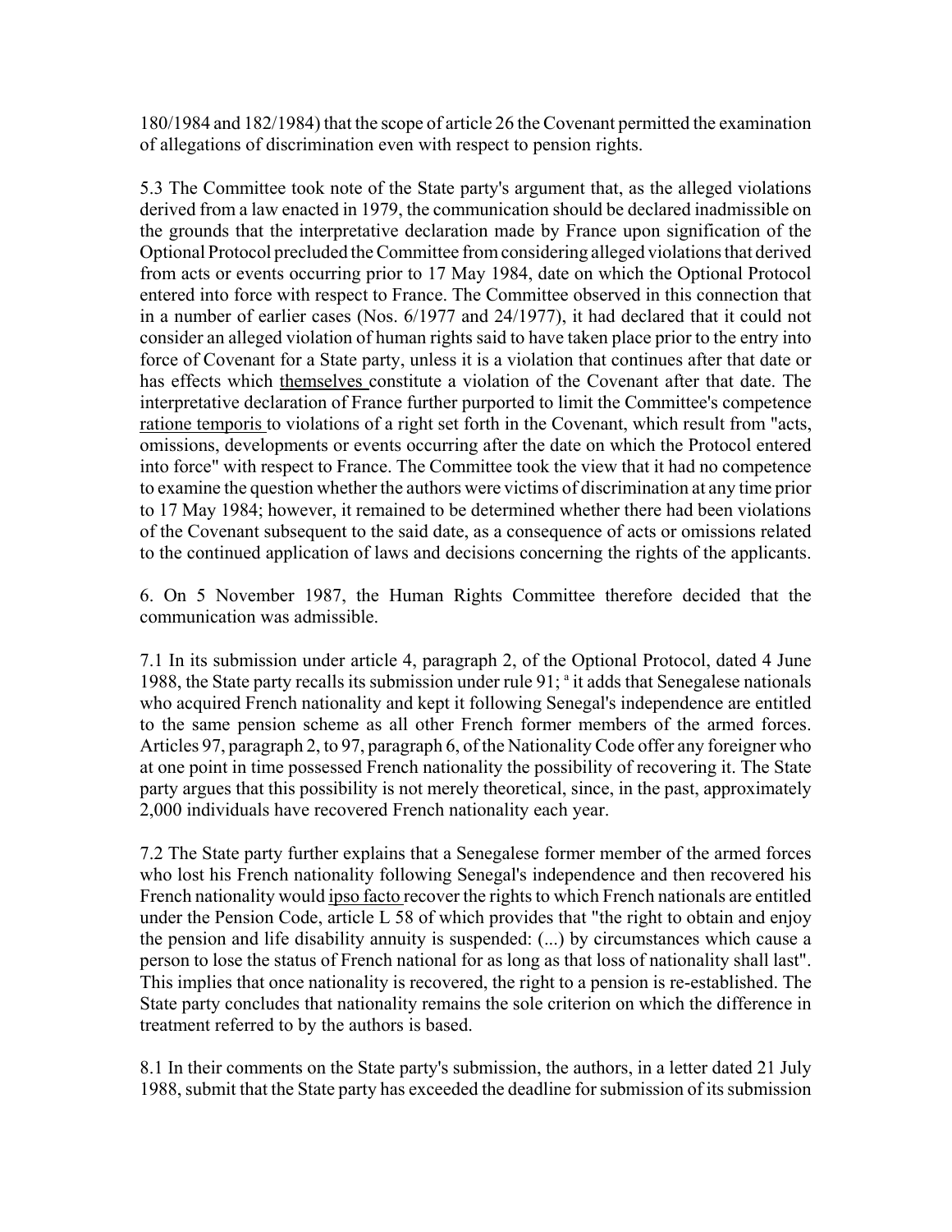180/1984 and 182/1984) that the scope of article 26 the Covenant permitted the examination of allegations of discrimination even with respect to pension rights.

5.3 The Committee took note of the State party's argument that, as the alleged violations derived from a law enacted in 1979, the communication should be declared inadmissible on the grounds that the interpretative declaration made by France upon signification of the Optional Protocol precluded the Committee from considering alleged violations that derived from acts or events occurring prior to 17 May 1984, date on which the Optional Protocol entered into force with respect to France. The Committee observed in this connection that in a number of earlier cases (Nos. 6/1977 and 24/1977), it had declared that it could not consider an alleged violation of human rights said to have taken place prior to the entry into force of Covenant for a State party, unless it is a violation that continues after that date or has effects which themselves constitute a violation of the Covenant after that date. The interpretative declaration of France further purported to limit the Committee's competence *ratione temporis* to violations of a right set forth in the Covenant, which result from "acts, omissions, developments or events occurring after the date on which the Protocol entered into force" with respect to France. The Committee took the view that it had no competence to examine the question whether the authors were victims of discrimination at any time prior to 17 May 1984; however, it remained to be determined whether there had been violations of the Covenant subsequent to the said date, as a consequence of acts or omissions related to the continued application of laws and decisions concerning the rights of the applicants.

6. On 5 November 1987, the Human Rights Committee therefore decided that the communication was admissible.

7.1 In its submission under article 4, paragraph 2, of the Optional Protocol, dated 4 June 1988, the State party recalls its submission under rule 91; [a] it adds that Senegalese nationals who acquired French nationality and kept it following Senegal's independence are entitled to the same pension scheme as all other French former members of the armed forces. Articles 97, paragraph 2, to 97, paragraph 6, of the Nationality Code offer any foreigner who at one point in time possessed French nationality the possibility of recovering it. The State party argues that this possibility is not merely theoretical, since, in the past, approximately 2,000 individuals have recovered French nationality each year.

7.2 The State party further explains that a Senegalese former member of the armed forces who lost his French nationality following Senegal's independence and then recovered his French nationality would *ipso facto* recover the rights to which French nationals are entitled under the Pension Code, article L 58 of which provides that "the right to obtain and enjoy the pension and life disability annuity is suspended: (...) by circumstances which cause a person to lose the status of French national for as long as that loss of nationality shall last". This implies that once nationality is recovered, the right to a pension is re-established. The State party concludes that nationality remains the sole criterion on which the difference in treatment referred to by the authors is based.

8.1 In their comments on the State party's submission, the authors, in a letter dated 21 July 1988, submit that the State party has exceeded the deadline for submission of its submission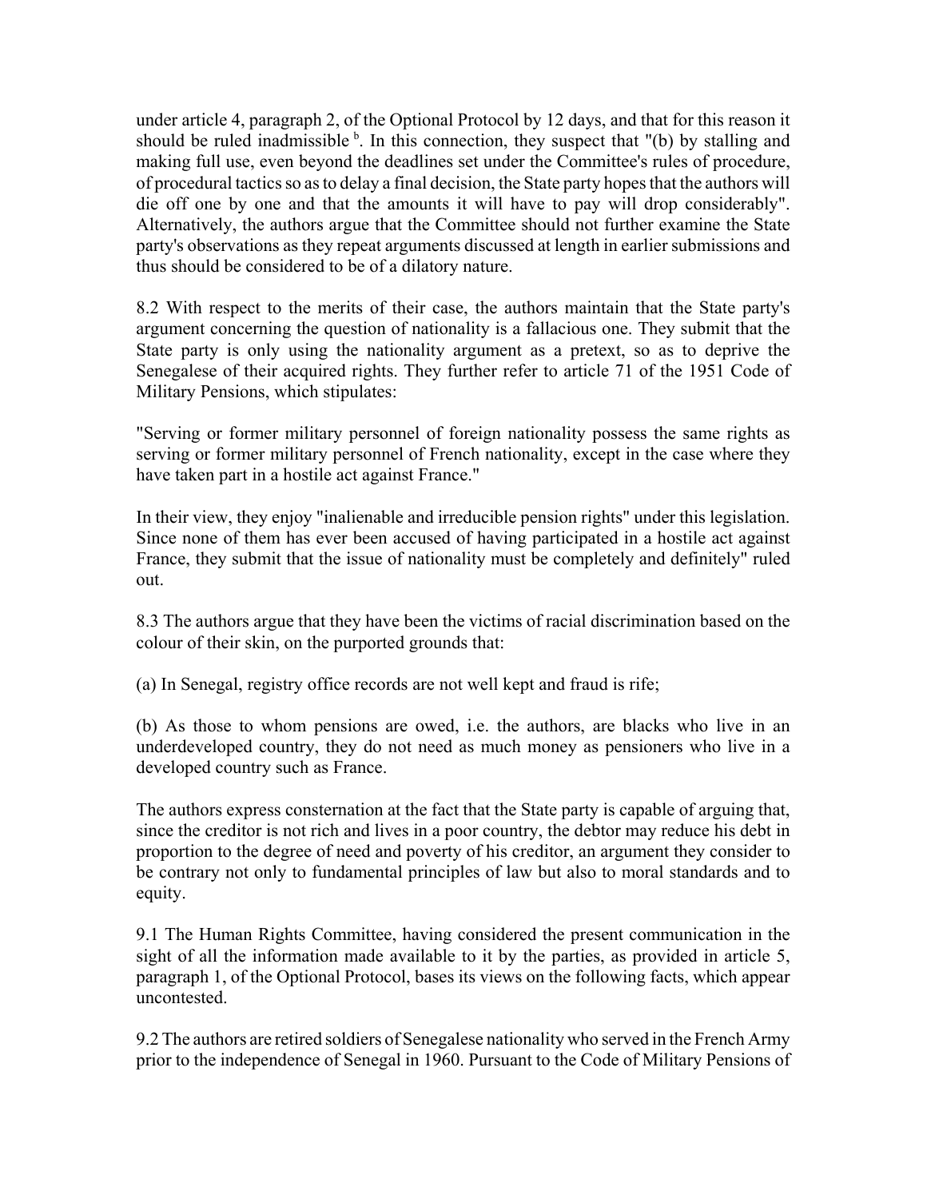under article 4, paragraph 2, of the Optional Protocol by 12 days, and that for this reason it should be ruled inadmissible [b]. In this connection, they suspect that "(b) by stalling and making full use, even beyond the deadlines set under the Committee's rules of procedure, of procedural tactics so as to delay a final decision, the State party hopes that the authors will die off one by one and that the amounts it will have to pay will drop considerably". Alternatively, the authors argue that the Committee should not further examine the State party's observations as they repeat arguments discussed at length in earlier submissions and thus should be considered to be of a dilatory nature.

8.2 With respect to the merits of their case, the authors maintain that the State party's argument concerning the question of nationality is a fallacious one. They submit that the State party is only using the nationality argument as a pretext, so as to deprive the Senegalese of their acquired rights. They further refer to article 71 of the 1951 Code of Military Pensions, which stipulates:

"Serving or former military personnel of foreign nationality possess the same rights as serving or former military personnel of French nationality, except in the case where they have taken part in a hostile act against France."

In their view, they enjoy "inalienable and irreducible pension rights" under this legislation. Since none of them has ever been accused of having participated in a hostile act against France, they submit that the issue of nationality must be completely and definitely" ruled out.

8.3 The authors argue that they have been the victims of racial discrimination based on the colour of their skin, on the purported grounds that:

(a) In Senegal, registry office records are not well kept and fraud is rife;

(b) As those to whom pensions are owed, i.e. the authors, are blacks who live in an underdeveloped country, they do not need as much money as pensioners who live in a developed country such as France.

The authors express consternation at the fact that the State party is capable of arguing that, since the creditor is not rich and lives in a poor country, the debtor may reduce his debt in proportion to the degree of need and poverty of his creditor, an argument they consider to be contrary not only to fundamental principles of law but also to moral standards and to equity.

9.1 The Human Rights Committee, having considered the present communication in the sight of all the information made available to it by the parties, as provided in article 5, paragraph 1, of the Optional Protocol, bases its views on the following facts, which appear uncontested.

9.2 The authors are retired soldiers of Senegalese nationality who served in the French Army prior to the independence of Senegal in 1960. Pursuant to the Code of Military Pensions of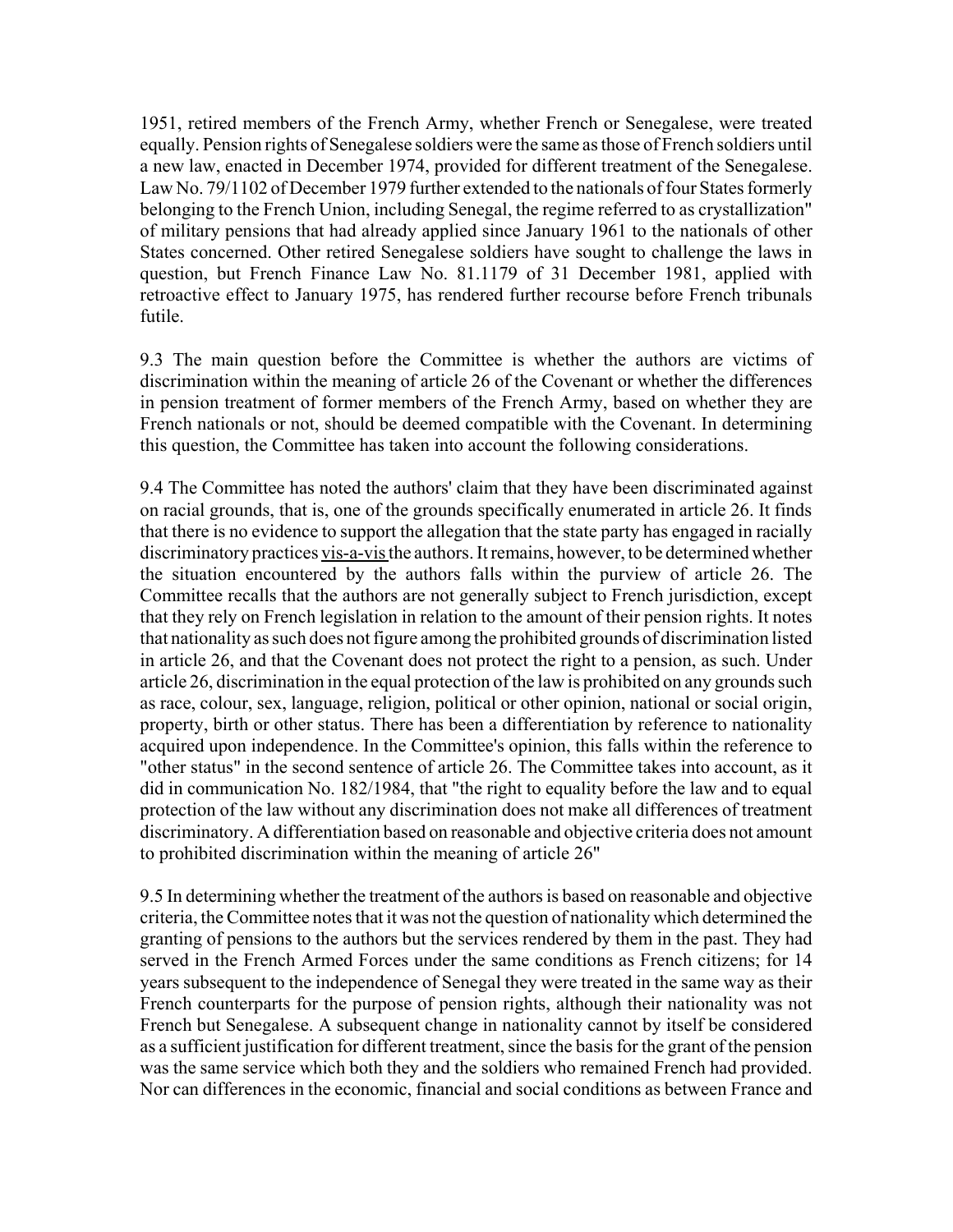1951, retired members of the French Army, whether French or Senegalese, were treated equally. Pension rights of Senegalese soldiers were the same as those of French soldiers until a new law, enacted in December 1974, provided for different treatment of the Senegalese. Law No. 79/1102 of December 1979 further extended to the nationals of four States formerly belonging to the French Union, including Senegal, the regime referred to as crystallization" of military pensions that had already applied since January 1961 to the nationals of other States concerned. Other retired Senegalese soldiers have sought to challenge the laws in question, but French Finance Law No. 81.1179 of 31 December 1981, applied with retroactive effect to January 1975, has rendered further recourse before French tribunals futile.

9.3 The main question before the Committee is whether the authors are victims of discrimination within the meaning of article 26 of the Covenant or whether the differences in pension treatment of former members of the French Army, based on whether they are French nationals or not, should be deemed compatible with the Covenant. In determining this question, the Committee has taken into account the following considerations.

9.4 The Committee has noted the authors' claim that they have been discriminated against on racial grounds, that is, one of the grounds specifically enumerated in article 26. It finds that there is no evidence to support the allegation that the state party has engaged in racially discriminatory practices vis-a-vis the authors. It remains, however, to be determined whether the situation encountered by the authors falls within the purview of article 26. The Committee recalls that the authors are not generally subject to French jurisdiction, except that they rely on French legislation in relation to the amount of their pension rights. It notes that nationality as such does not figure among the prohibited grounds of discrimination listed in article 26, and that the Covenant does not protect the right to a pension, as such. Under article 26, discrimination in the equal protection of the law is prohibited on any grounds such as race, colour, sex, language, religion, political or other opinion, national or social origin, property, birth or other status. There has been a differentiation by reference to nationality acquired upon independence. In the Committee's opinion, this falls within the reference to "other status" in the second sentence of article 26. The Committee takes into account, as it did in communication No. 182/1984, that "the right to equality before the law and to equal protection of the law without any discrimination does not make all differences of treatment discriminatory. A differentiation based on reasonable and objective criteria does not amount to prohibited discrimination within the meaning of article 26"

9.5 In determining whether the treatment of the authors is based on reasonable and objective criteria, the Committee notes that it was not the question of nationality which determined the granting of pensions to the authors but the services rendered by them in the past. They had served in the French Armed Forces under the same conditions as French citizens; for 14 years subsequent to the independence of Senegal they were treated in the same way as their French counterparts for the purpose of pension rights, although their nationality was not French but Senegalese. A subsequent change in nationality cannot by itself be considered as a sufficient justification for different treatment, since the basis for the grant of the pension was the same service which both they and the soldiers who remained French had provided. Nor can differences in the economic, financial and social conditions as between France and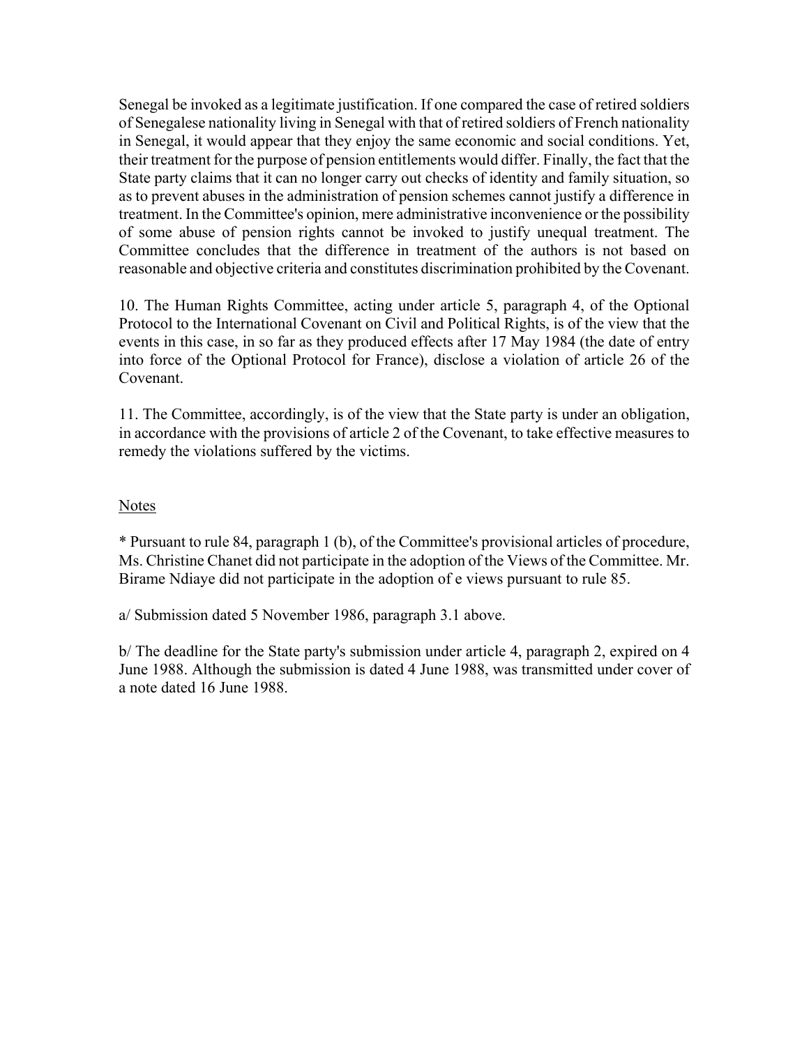Senegal be invoked as a legitimate justification. If one compared the case of retired soldiers of Senegalese nationality living in Senegal with that of retired soldiers of French nationality in Senegal, it would appear that they enjoy the same economic and social conditions. Yet, their treatment for the purpose of pension entitlements would differ. Finally, the fact that the State party claims that it can no longer carry out checks of identity and family situation, so as to prevent abuses in the administration of pension schemes cannot justify a difference in treatment. In the Committee's opinion, mere administrative inconvenience or the possibility of some abuse of pension rights cannot be invoked to justify unequal treatment. The Committee concludes that the difference in treatment of the authors is not based on reasonable and objective criteria and constitutes discrimination prohibited by the Covenant.

10. The Human Rights Committee, acting under article 5, paragraph 4, of the Optional Protocol to the International Covenant on Civil and Political Rights, is of the view that the events in this case, in so far as they produced effects after 17 May 1984 (the date of entry into force of the Optional Protocol for France), disclose a violation of article 26 of the Covenant.

11. The Committee, accordingly, is of the view that the State party is under an obligation, in accordance with the provisions of article 2 of the Covenant, to take effective measures to remedy the violations suffered by the victims.

Notes

* Pursuant to rule 84, paragraph 1 (b), of the Committee's provisional articles of procedure, Ms. Christine Chanet did not participate in the adoption of the Views of the Committee. Mr. Birame Ndiaye did not participate in the adoption of e views pursuant to rule 85.

a/ Submission dated 5 November 1986, paragraph 3.1 above.

b/ The deadline for the State party's submission under article 4, paragraph 2, expired on 4 June 1988. Although the submission is dated 4 June 1988, was transmitted under cover of a note dated 16 June 1988.